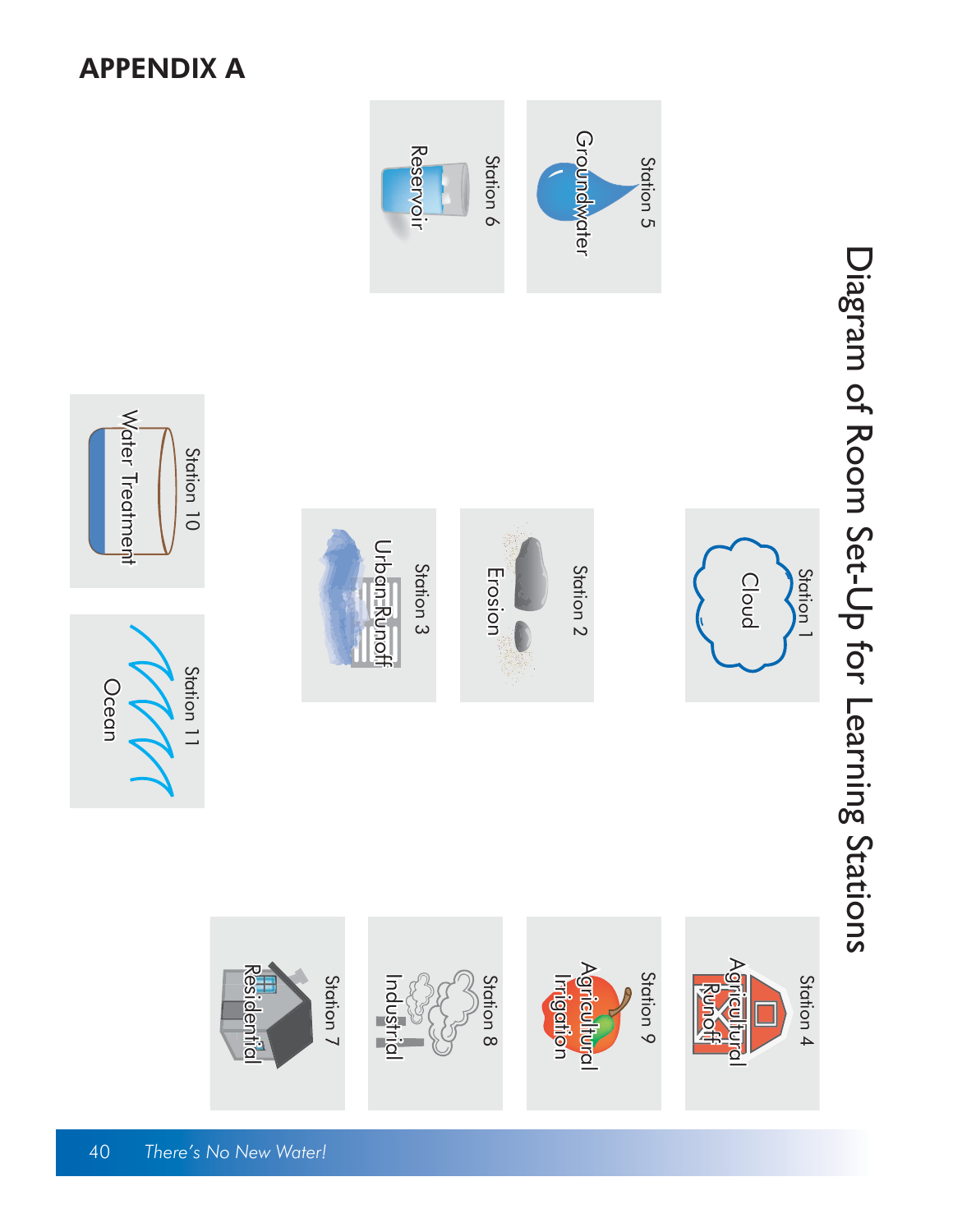# APPENDIX A

## Diagram of Room Set-Up for Learning Stations

Station 1
Cloud

Station 2
Erosion

Station 3
Urban Runoff

Station 4
Agricultural Runoff

Station 5
Groundwater

Station 6
Reservoir

Station 7
Residential

Station 8
Industrial

Station 9
Agricultural Irrigation

Station 10
Water Treatment

Station 11
Ocean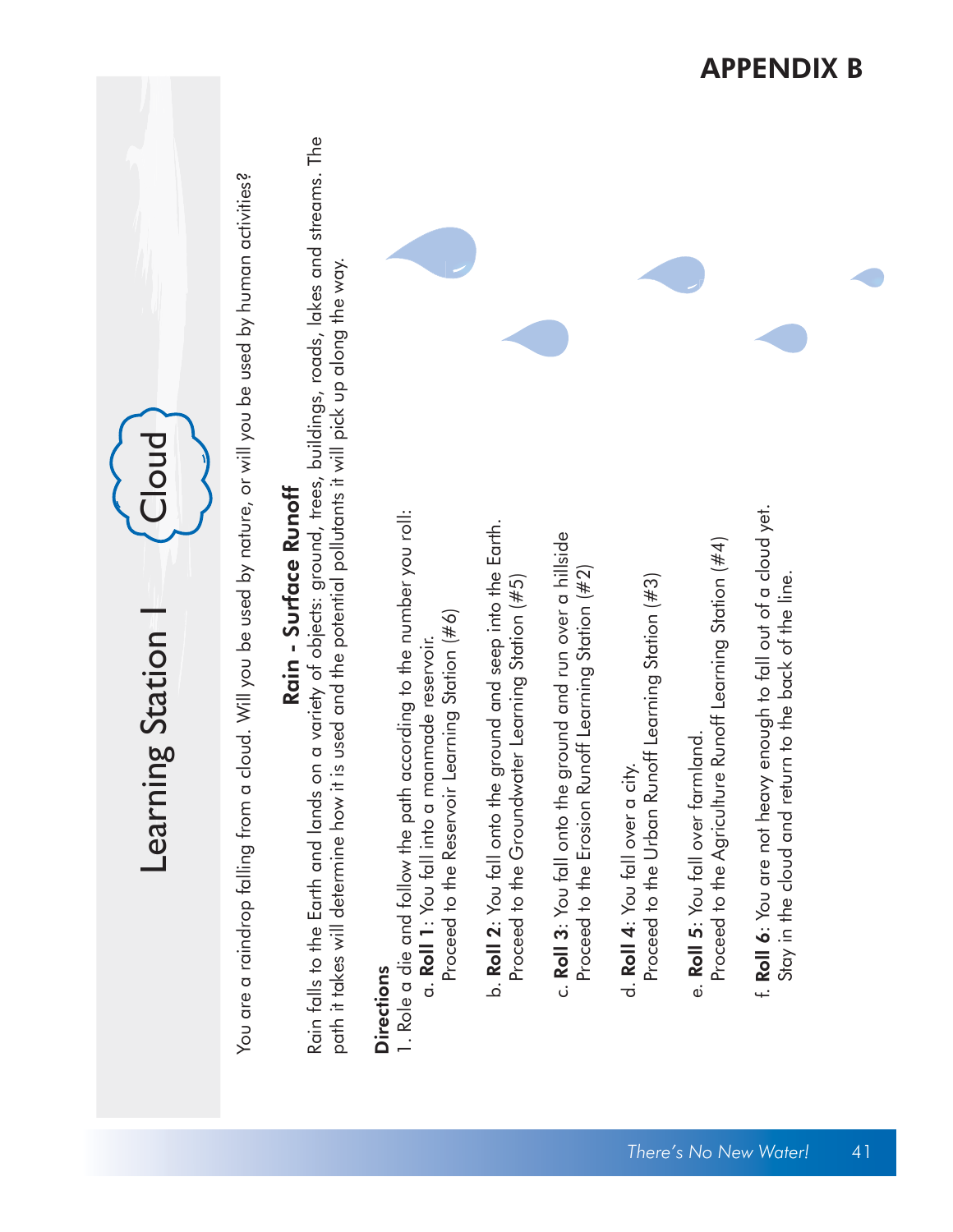# Learning Station I Cloud

You are a raindrop falling from a cloud. Will you be used by nature, or will you be used by human activities?

## Rain - Surface Runoff

Rain falls to the Earth and lands on a variety of objects: ground, trees, buildings, roads, lakes and streams. The path it takes will determine how it is used and the potential pollutants it will pick up along the way.

**Directions**

1. Role a die and follow the path according to the number you roll:
   a. **Roll 1**: You fall into a manmade reservoir.
      Proceed to the Reservoir Learning Station (#6)

   b. **Roll 2**: You fall onto the ground and seep into the Earth.
      Proceed to the Groundwater Learning Station (#5)

   c. **Roll 3**: You fall onto the ground and run over a hillside
      Proceed to the Erosion Runoff Learning Station (#2)

   d. **Roll 4**: You fall over a city.
      Proceed to the Urban Runoff Learning Station (#3)

   e. **Roll 5**: You fall over farmland.
      Proceed to the Agriculture Runoff Learning Station (#4)

   f. **Roll 6**: You are not heavy enough to fall out of a cloud yet.
      Stay in the cloud and return to the back of the line.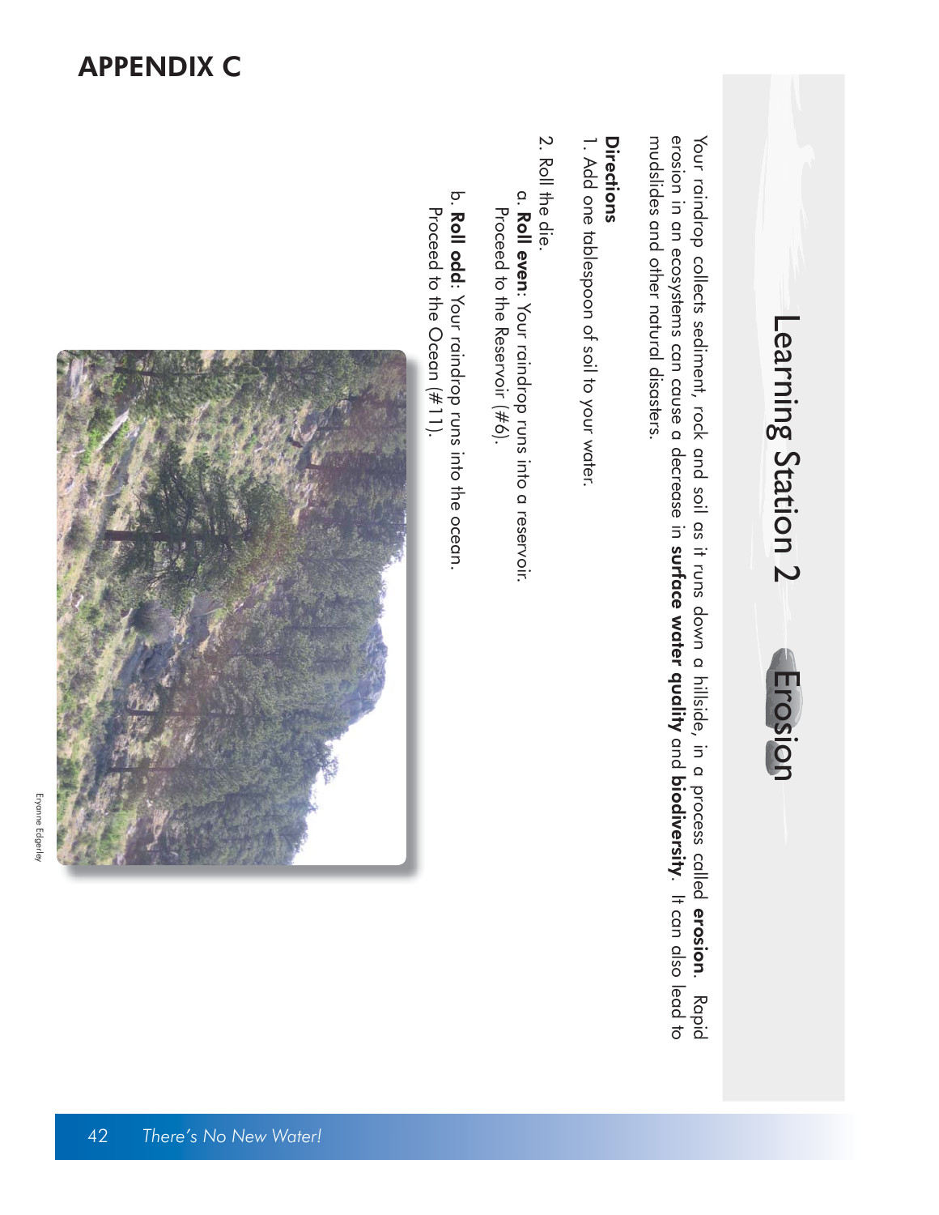# APPENDIX C

## Learning Station 2 Erosion

Your raindrop collects sediment, rock and soil as it runs down a hillside, in a process called **erosion**. Rapid erosion in an ecosystems can cause a decrease in **surface water quality** and **biodiversity**. It can also lead to mudslides and other natural disasters.

**Directions**

1. Add one tablespoon of soil to your water.
2. Roll the die.
   a. **Roll even**: Your raindrop runs into a reservoir. Proceed to the Reservoir (#6).
   b. **Roll odd**: Your raindrop runs into the ocean. Proceed to the Ocean (#11).

Eryanne Edgerley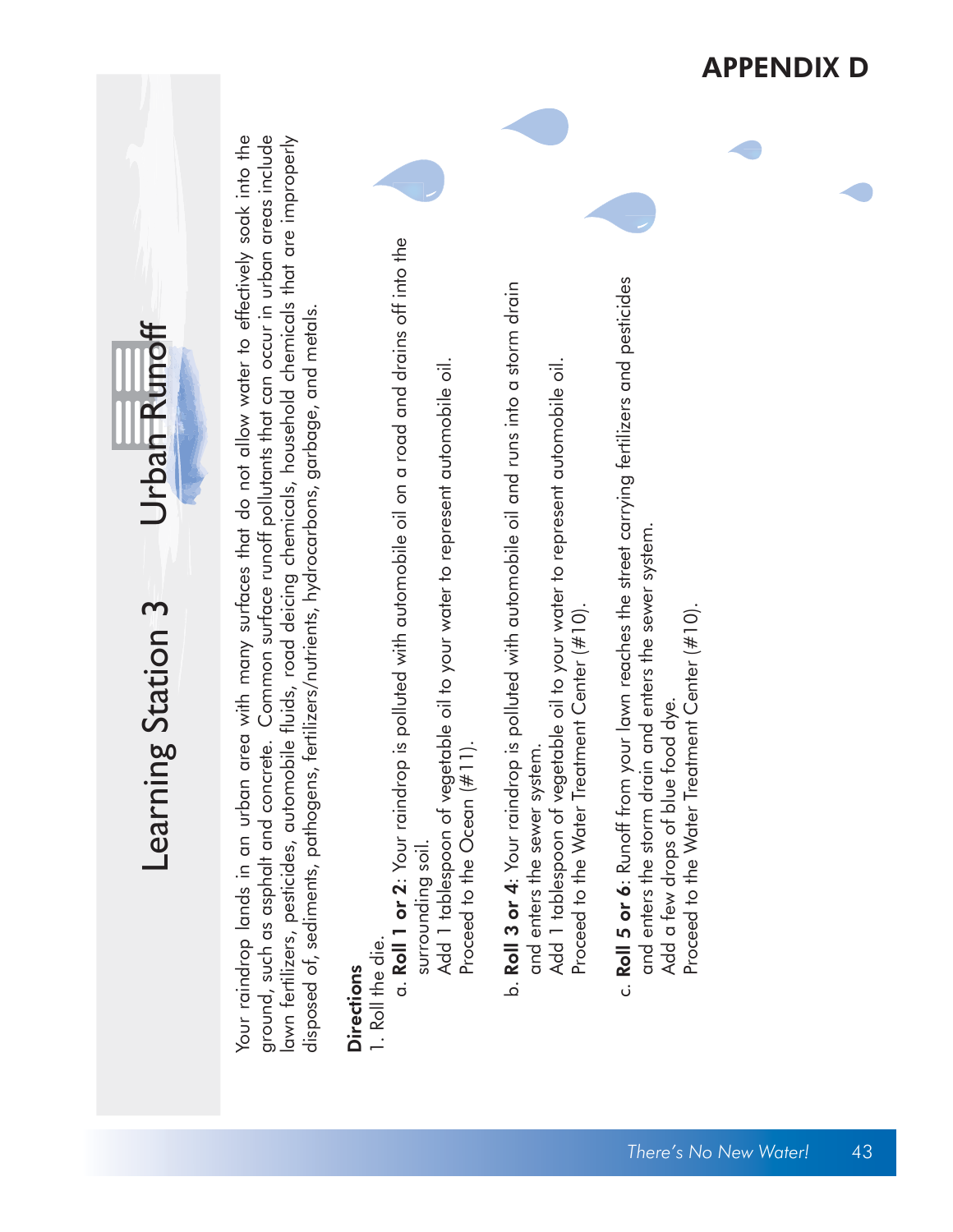# APPENDIX D

## Learning Station 3 Urban Runoff

Your raindrop lands in an urban area with many surfaces that do not allow water to effectively soak into the ground, such as asphalt and concrete. Common surface runoff pollutants that can occur in urban areas include lawn fertilizers, pesticides, automobile fluids, road deicing chemicals, household chemicals that are improperly disposed of, sediments, pathogens, fertilizers/nutrients, hydrocarbons, garbage, and metals.

**Directions**

1. Roll the die.
   a. **Roll 1 or 2**: Your raindrop is polluted with automobile oil on a road and drains off into the surrounding soil.
      Add 1 tablespoon of vegetable oil to your water to represent automobile oil.
      Proceed to the Ocean (#11).

   b. **Roll 3 or 4**: Your raindrop is polluted with automobile oil and runs into a storm drain and enters the sewer system.
      Add 1 tablespoon of vegetable oil to your water to represent automobile oil.
      Proceed to the Water Treatment Center (#10).

   c. **Roll 5 or 6**: Runoff from your lawn reaches the street carrying fertilizers and pesticides and enters the storm drain and enters the sewer system.
      Add a few drops of blue food dye.
      Proceed to the Water Treatment Center (#10).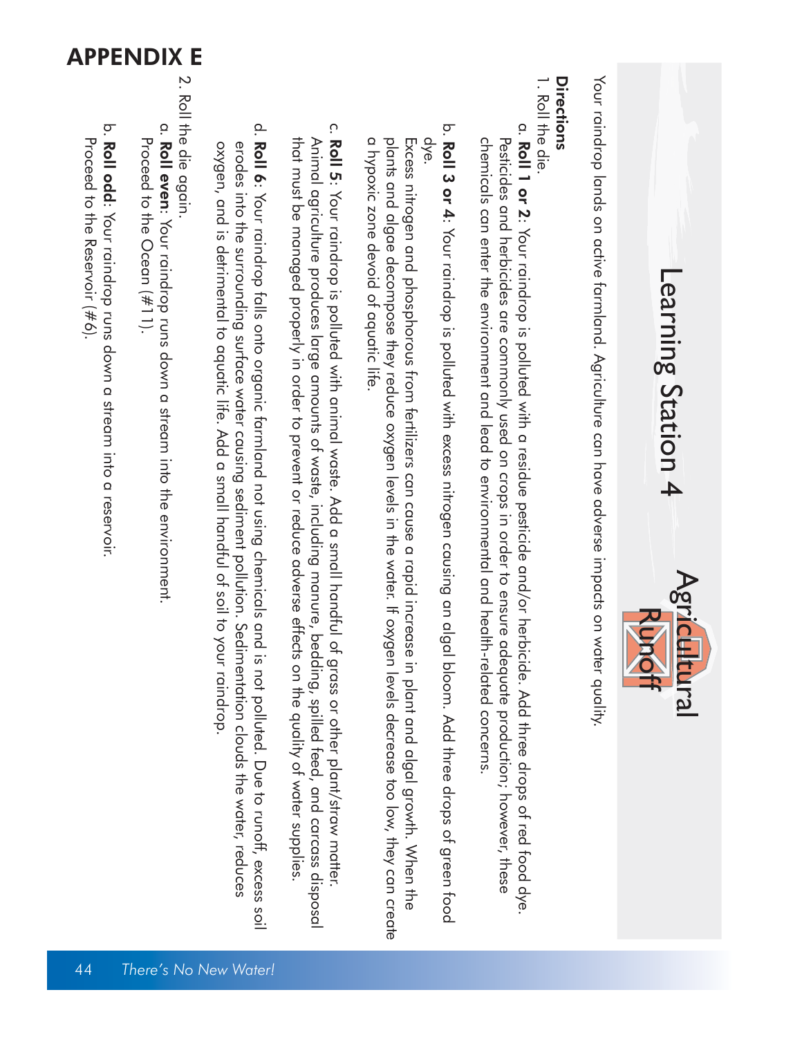# APPENDIX E

## Learning Station 4

### Agricultural Runoff

Your raindrop lands on active farmland. Agriculture can have adverse impacts on water quality.

**Directions**

1. Roll the die.

   a. **Roll 1 or 2**: Your raindrop is polluted with a residue pesticide and/or herbicide. Add three drops of red food dye. Pesticides and herbicides are commonly used on crops in order to ensure adequate production; however, these chemicals can enter the environment and lead to environmental and health-related concerns.

   b. **Roll 3 or 4**: Your raindrop is polluted with excess nitrogen causing an algal bloom. Add three drops of green food dye.
   Excess nitrogen and phosphorous from fertilizers can cause a rapid increase in plant and algal growth. When the plants and algae decompose they reduce oxygen levels in the water. If oxygen levels decrease too low, they can create a hypoxic zone devoid of aquatic life.

   c. **Roll 5**: Your raindrop is polluted with animal waste. Add a small handful of grass or other plant/straw matter. Animal agriculture produces large amounts of waste, including manure, bedding, spilled feed, and carcass disposal that must be managed properly in order to prevent or reduce adverse effects on the quality of water supplies.

   d. **Roll 6**: Your raindrop falls onto organic farmland not using chemicals and is not polluted. Due to runoff, excess soil erodes into the surrounding surface water causing sediment pollution. Sedimentation clouds the water, reduces oxygen, and is detrimental to aquatic life. Add a small handful of soil to your raindrop.

2. Roll the die again.

   a. **Roll even**: Your raindrop runs down a stream into the environment.
   Proceed to the Ocean (#11).

   b. **Roll odd**: Your raindrop runs down a stream into a reservoir.
   Proceed to the Reservoir (#6).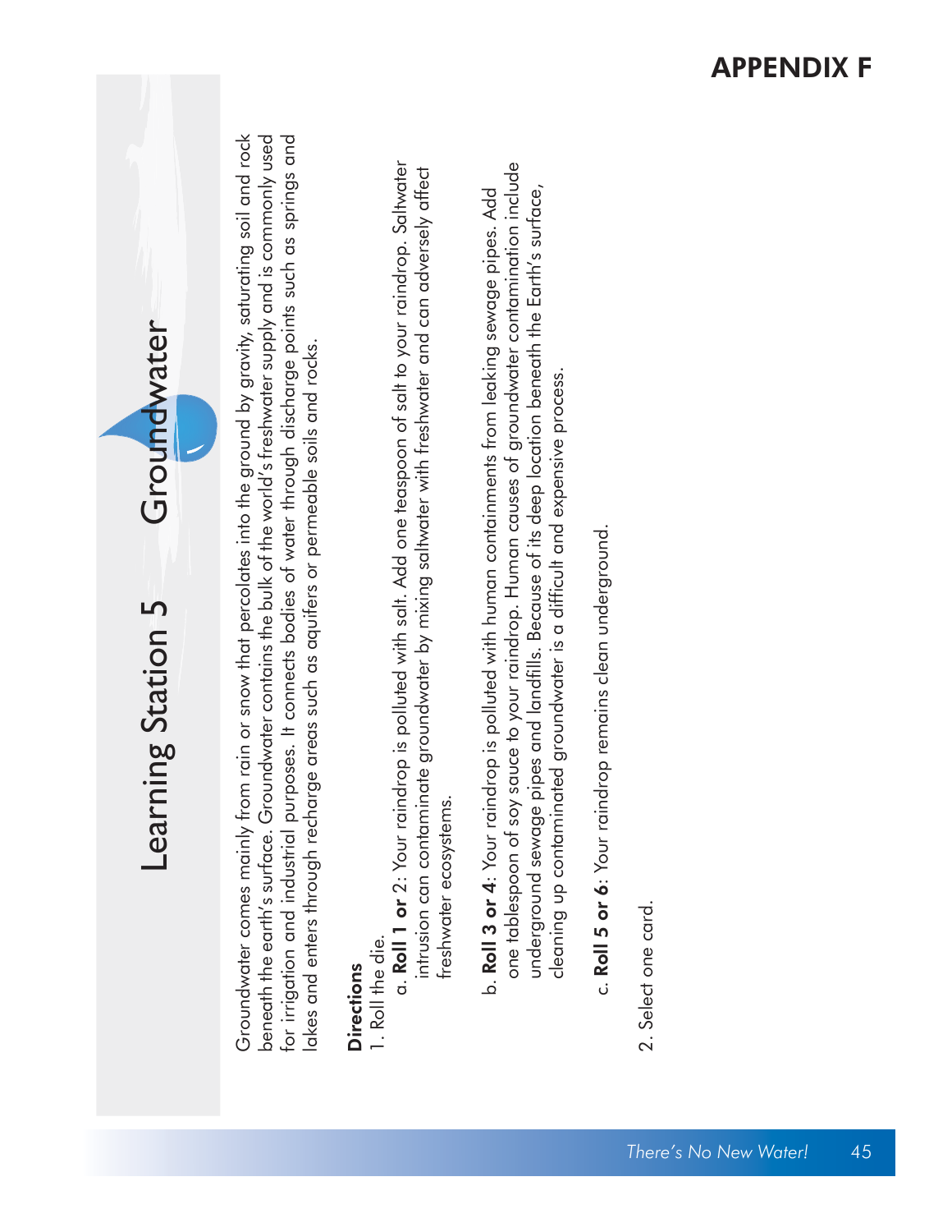# APPENDIX F

# Learning Station 5 Groundwater

Groundwater comes mainly from rain or snow that percolates into the ground by gravity, saturating soil and rock beneath the earth's surface. Groundwater contains the bulk of the world's freshwater supply and is commonly used for irrigation and industrial purposes. It connects bodies of water through discharge points such as springs and lakes and enters through recharge areas such as aquifers or permeable soils and rocks.

**Directions**

1. Roll the die.
   a. **Roll 1 or** 2: Your raindrop is polluted with salt. Add one teaspoon of salt to your raindrop. Saltwater intrusion can contaminate groundwater by mixing saltwater with freshwater and can adversely affect freshwater ecosystems.

   b. **Roll 3 or 4**: Your raindrop is polluted with human containments from leaking sewage pipes. Add one tablespoon of soy sauce to your raindrop. Human causes of groundwater contamination include underground sewage pipes and landfills. Because of its deep location beneath the Earth's surface, cleaning up contaminated groundwater is a difficult and expensive process.

   c. **Roll 5 or 6**: Your raindrop remains clean underground.

2. Select one card.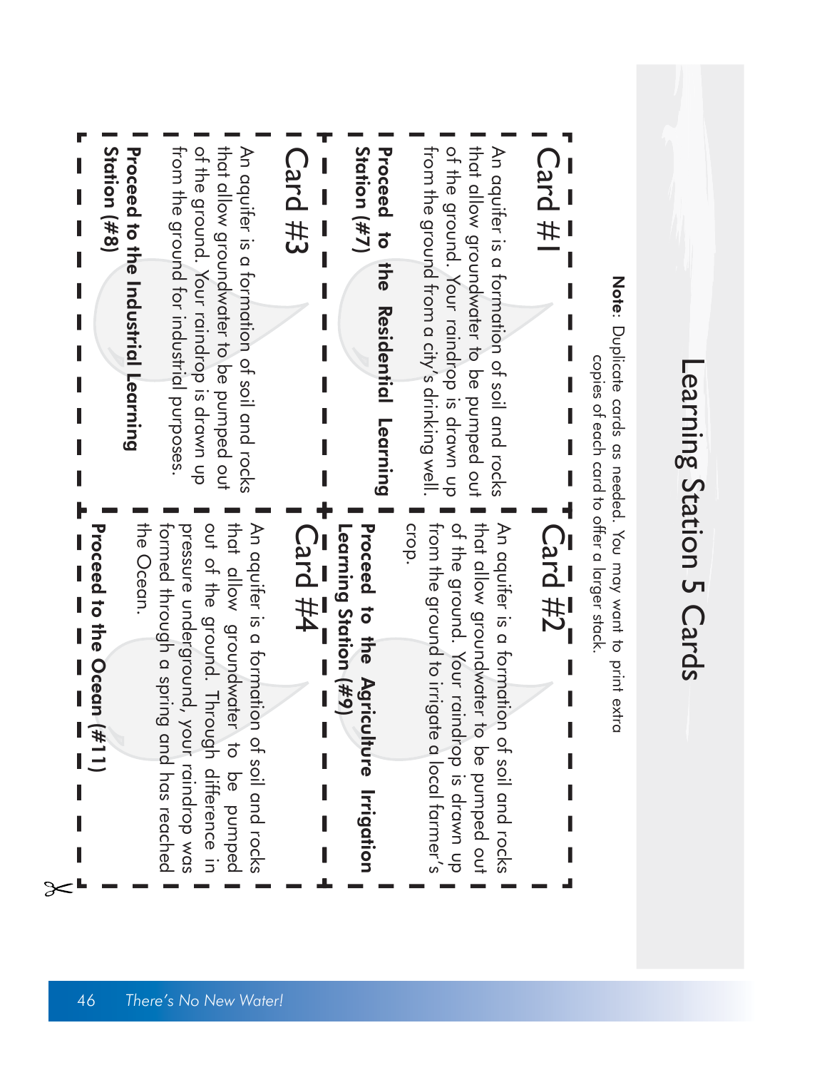# Learning Station 5 Cards

**Note**: Duplicate cards as needed. You may want to print extra copies of each card to offer a larger stack.

## Card #1

An aquifer is a formation of soil and rocks that allow groundwater to be pumped out of the ground. Your raindrop is drawn up from the ground from a city's drinking well.

**Proceed to the Residential Learning Station (#7)**

## Card #2

An aquifer is a formation of soil and rocks that allow groundwater to be pumped out of the ground. Your raindrop is drawn up from the ground to irrigate a local farmer's crop.

**Proceed to the Agriculture Irrigation Learning Station (#9)**

## Card #3

An aquifer is a formation of soil and rocks that allow groundwater to be pumped out of the ground. Your raindrop is drawn up from the ground for industrial purposes.

**Proceed to the Industrial Learning Station (#8)**

## Card #4

An aquifer is a formation of soil and rocks that allow groundwater to be pumped out of the ground. Through difference in pressure underground, your raindrop was formed through a spring and has reached the Ocean.

**Proceed to the Ocean (#11)**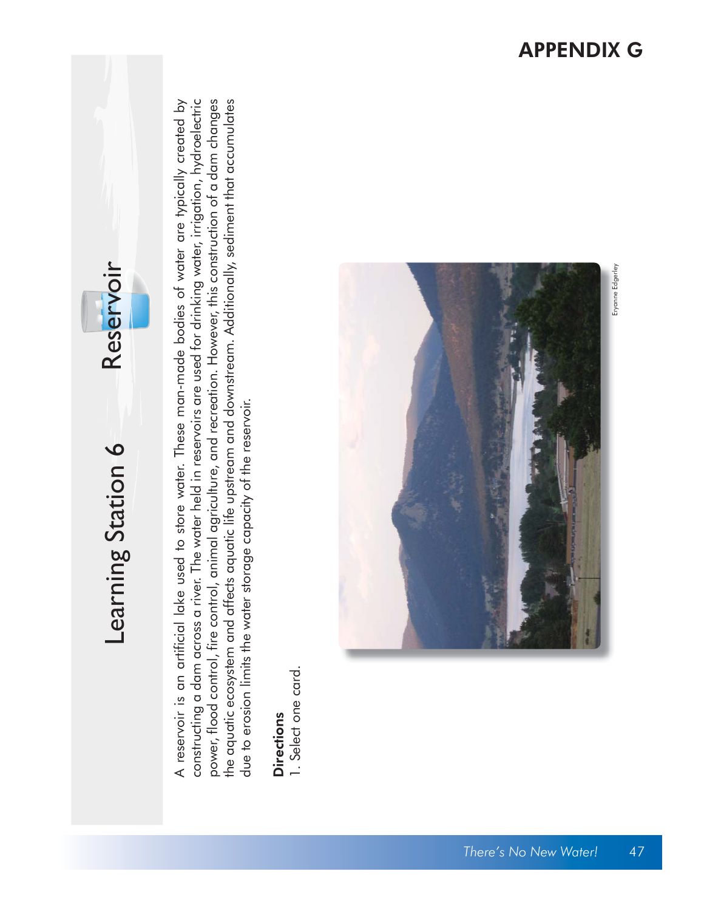# Learning Station 6 Reservoir

A reservoir is an artificial lake used to store water. These man-made bodies of water are typically created by constructing a dam across a river. The water held in reservoirs are used for drinking water, irrigation, hydroelectric power, flood control, fire control, animal agriculture, and recreation. However, this construction of a dam changes the aquatic ecosystem and affects aquatic life upstream and downstream. Additionally, sediment that accumulates due to erosion limits the water storage capacity of the reservoir.

**Directions**

1. Select one card.

Eryanne Edgerley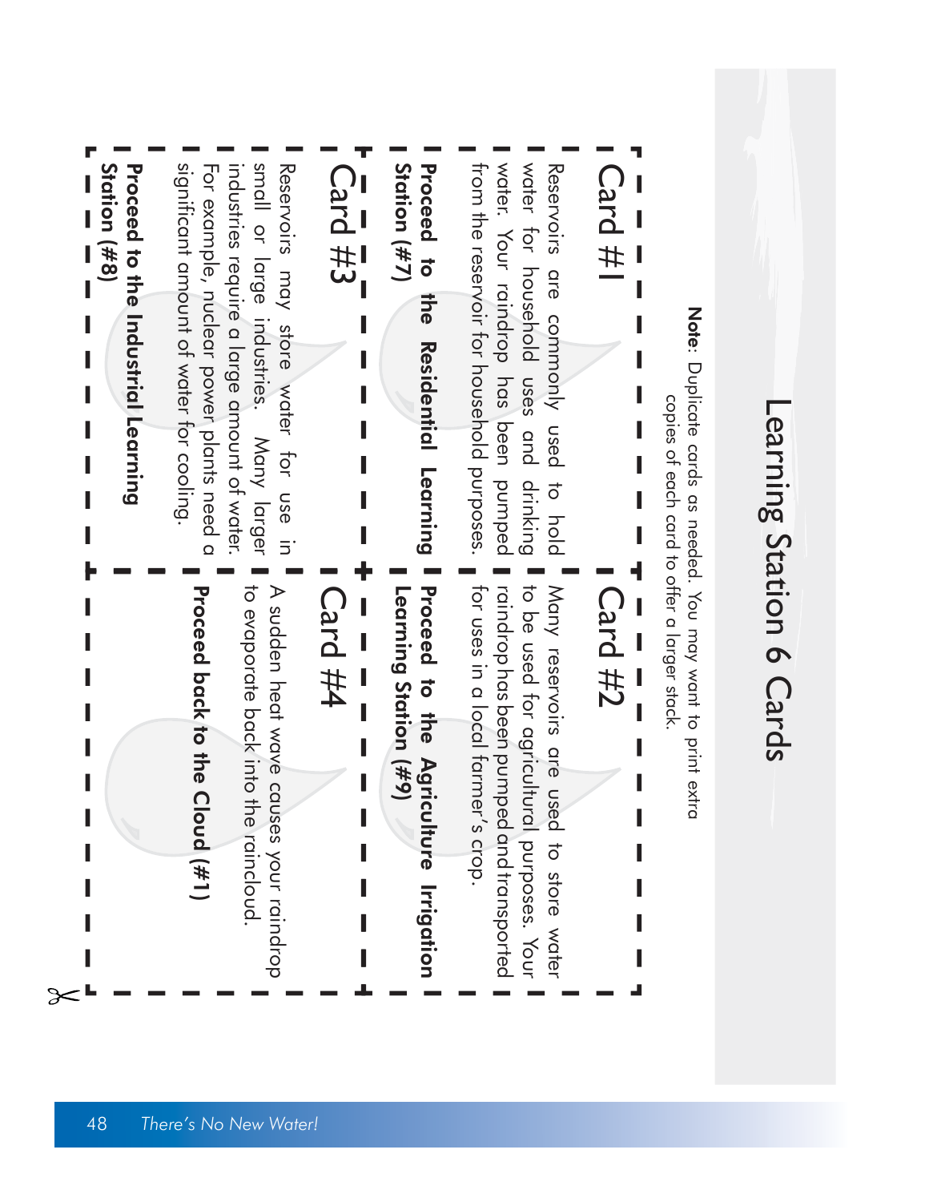# Learning Station 6 Cards

**Note**: Duplicate cards as needed. You may want to print extra copies of each card to offer a larger stack.

## Card #1

Reservoirs are commonly used to hold water for household uses and drinking water. Your raindrop has been pumped from the reservoir for household purposes.

**Proceed to the Residential Learning Station (#7)**

## Card #2

Many reservoirs are used to store water to be used for agricultural purposes. Your raindrop has been pumped and transported for uses in a local farmer's crop.

**Proceed to the Agriculture Irrigation Learning Station (#9)**

## Card #3

Reservoirs may store water for use in small or large industries. Many larger industries require a large amount of water. For example, nuclear power plants need a significant amount of water for cooling.

**Proceed to the Industrial Learning Station (#8)**

## Card #4

A sudden heat wave causes your raindrop to evaporate back into the raincloud.

**Proceed back to the Cloud (#1)**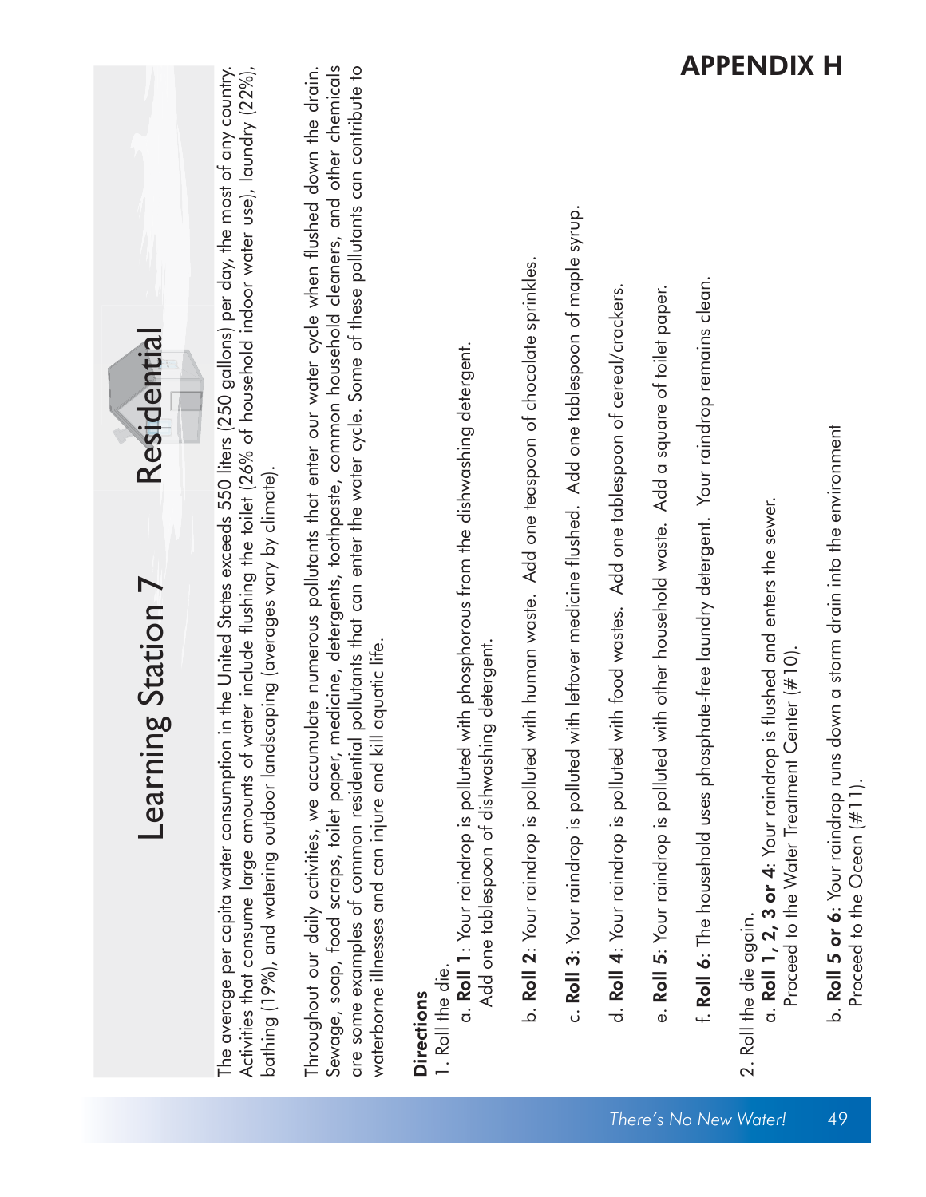# APPENDIX H

## Learning Station 7 Residential

The average per capita water consumption in the United States exceeds 550 liters (250 gallons) per day, the most of any country. Activities that consume large amounts of water include flushing the toilet (26% of household indoor water use), laundry (22%), bathing (19%), and watering outdoor landscaping (averages vary by climate).

Throughout our daily activities, we accumulate numerous pollutants that enter our water cycle when flushed down the drain. Sewage, soap, food scraps, toilet paper, medicine, detergents, toothpaste, common household cleaners, and other chemicals are some examples of common residential pollutants that can enter the water cycle. Some of these pollutants can contribute to waterborne illnesses and can injure and kill aquatic life.

**Directions**

1. Roll the die.
   a. **Roll 1**: Your raindrop is polluted with phosphorous from the dishwashing detergent. Add one tablespoon of dishwashing detergent.

   b. **Roll 2**: Your raindrop is polluted with human waste. Add one teaspoon of chocolate sprinkles.

   c. **Roll 3**: Your raindrop is polluted with leftover medicine flushed. Add one tablespoon of maple syrup.

   d. **Roll 4**: Your raindrop is polluted with food wastes. Add one tablespoon of cereal/crackers.

   e. **Roll 5**: Your raindrop is polluted with other household waste. Add a square of toilet paper.

   f. **Roll 6**: The household uses phosphate-free laundry detergent. Your raindrop remains clean.

2. Roll the die again.
   a. **Roll 1, 2, 3 or 4**: Your raindrop is flushed and enters the sewer. Proceed to the Water Treatment Center (#10).

   b. **Roll 5 or 6**: Your raindrop runs down a storm drain into the environment Proceed to the Ocean (#11).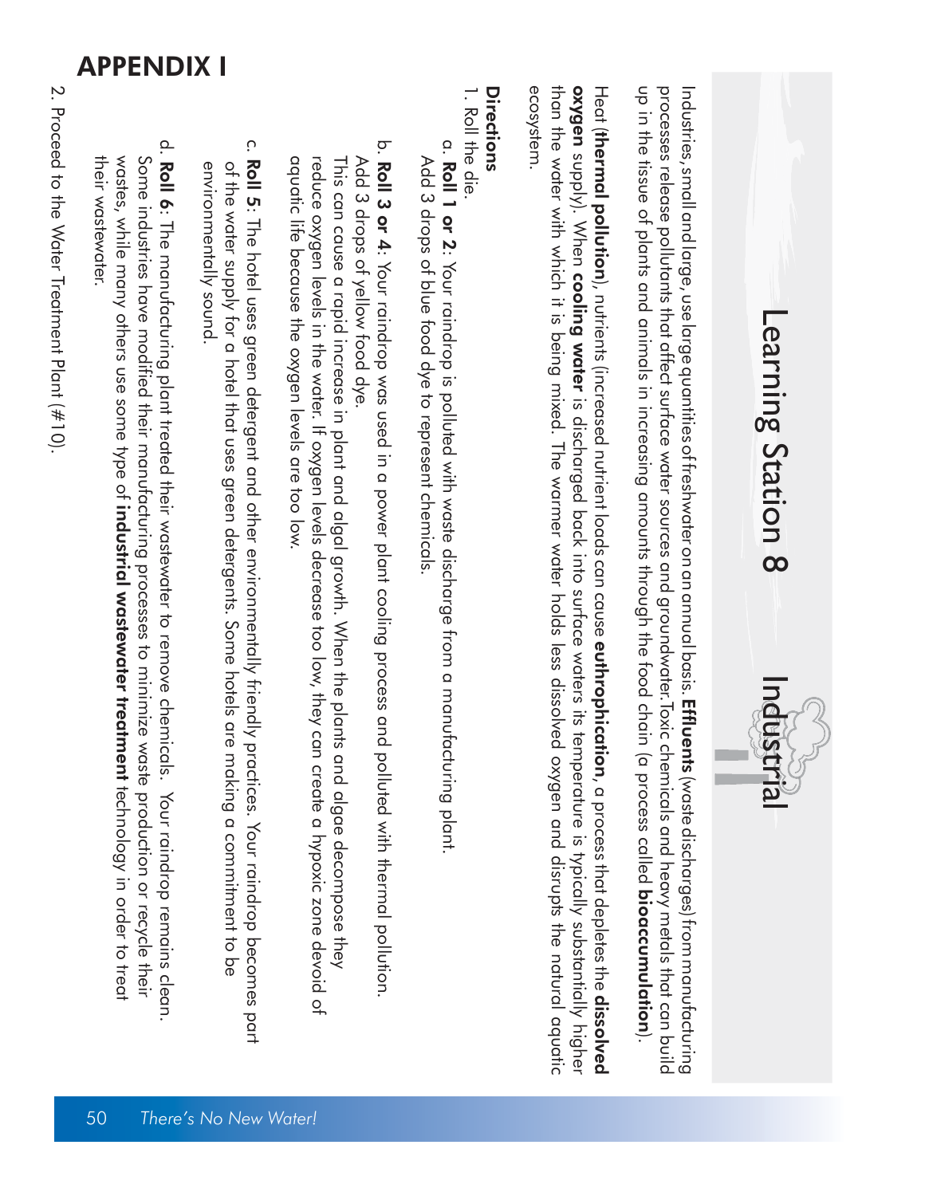# APPENDIX I

## Learning Station 8 — Industrial

Industries, small and large, use large quantities of freshwater on an annual basis. **Effluents** (waste discharges) from manufacturing processes release pollutants that affect surface water sources and groundwater. Toxic chemicals and heavy metals that can build up in the tissue of plants and animals in increasing amounts through the food chain (a process called **bioaccumulation**).

Heat (**thermal pollution**), nutrients (increased nutrient loads can cause **euthrophication**, a process that depletes the **dissolved oxygen** supply). When **cooling water** is discharged back into surface waters its temperature is typically substantially higher than the water with which it is being mixed. The warmer water holds less dissolved oxygen and disrupts the natural aquatic ecosystem.

**Directions**

1. Roll the die.
   a. **Roll 1 or 2**: Your raindrop is polluted with waste discharge from a manufacturing plant. Add 3 drops of blue food dye to represent chemicals.
   b. **Roll 3 or 4**: Your raindrop was used in a power plant cooling process and polluted with thermal pollution. Add 3 drops of yellow food dye. This can cause a rapid increase in plant and algal growth. When the plants and algae decompose they reduce oxygen levels in the water. If oxygen levels decrease too low, they can create a hypoxic zone devoid of aquatic life because the oxygen levels are too low.
   c. **Roll 5**: The hotel uses green detergent and other environmentally friendly practices. Your raindrop becomes part of the water supply for a hotel that uses green detergents. Some hotels are making a commitment to be environmentally sound.
   d. **Roll 6**: The manufacturing plant treated their wastewater to remove chemicals. Your raindrop remains clean. Some industries have modified their manufacturing processes to minimize waste production or recycle their wastes, while many others use some type of **industrial wastewater treatment** technology in order to treat their wastewater.
2. Proceed to the Water Treatment Plant (#10).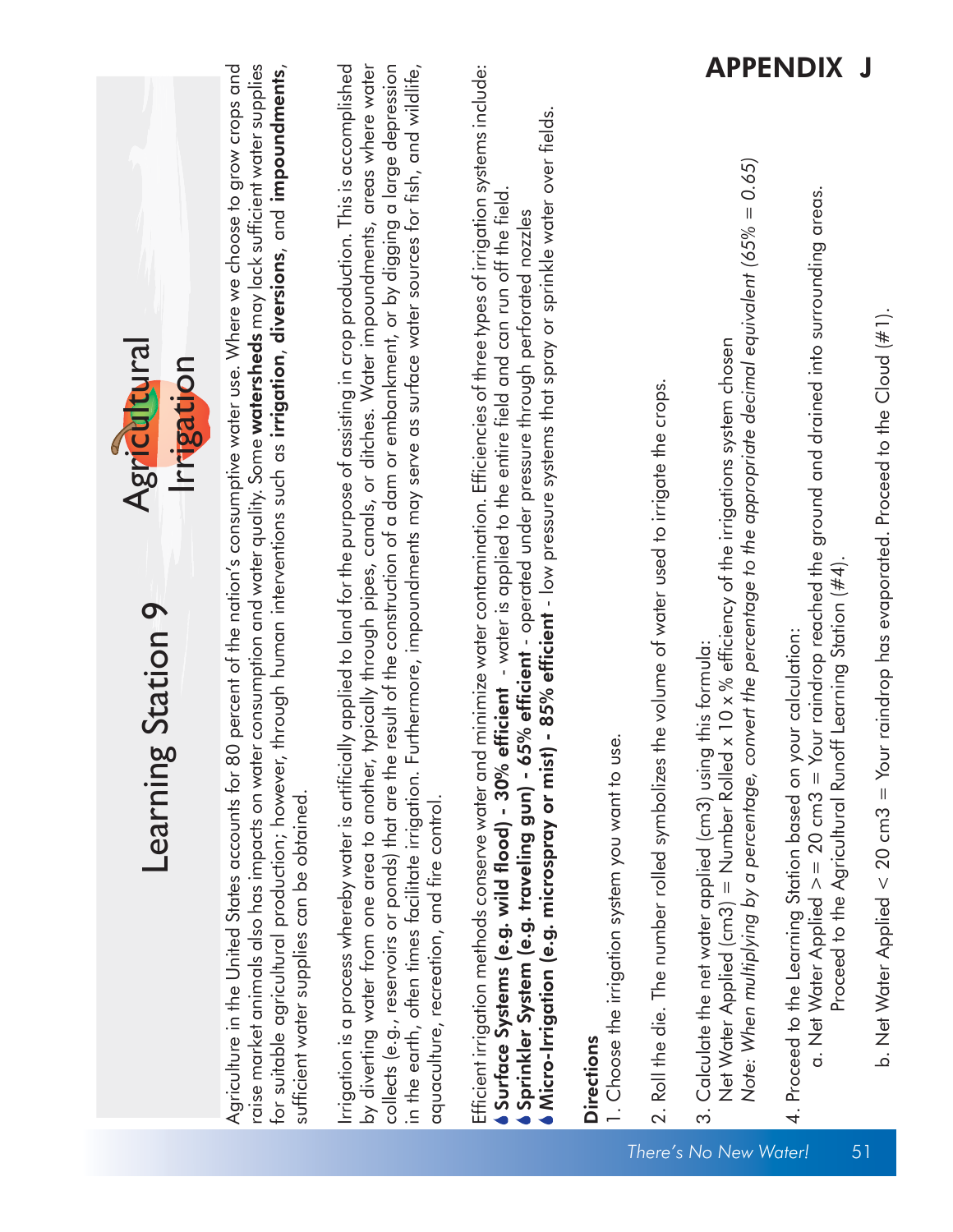# Learning Station 9

## Agricultural Irrigation

Agriculture in the United States accounts for 80 percent of the nation's consumptive water use. Where we choose to grow crops and raise market animals also has impacts on water consumption and water quality. Some **watersheds** may lack sufficient water supplies for suitable agricultural production; however, through human interventions such as **irrigation**, **diversions**, and **impoundments**, sufficient water supplies can be obtained.

Irrigation is a process whereby water is artificially applied to land for the purpose of assisting in crop production. This is accomplished by diverting water from one area to another, typically through pipes, canals, or ditches. Water impoundments, areas where water collects (e.g., reservoirs or ponds) that are the result of the construction of a dam or embankment, or by digging a large depression in the earth, often times facilitate irrigation. Furthermore, impoundments may serve as surface water sources for fish, and wildlife, aquaculture, recreation, and fire control.

Efficient irrigation methods conserve water and minimize water contamination. Efficiencies of three types of irrigation systems include:

- **Surface Systems (e.g. wild flood) - 30% efficient** - water is applied to the entire field and can run off the field.
- **Sprinkler System (e.g. traveling gun) - 65% efficient** - operated under pressure through perforated nozzles
- **Micro-Irrigation (e.g. microspray or mist) - 85% efficient** - low pressure systems that spray or sprinkle water over fields.

### Directions

1. Choose the irrigation system you want to use.

2. Roll the die. The number rolled symbolizes the volume of water used to irrigate the crops.

3. Calculate the net water applied (cm3) using this formula:
   Net Water Applied (cm3) = Number Rolled x 10 x % efficiency of the irrigations system chosen
   *Note: When multiplying by a percentage, convert the percentage to the appropriate decimal equivalent (65% = 0.65)*

4. Proceed to the Learning Station based on your calculation:
   a. Net Water Applied >= 20 cm3 = Your raindrop reached the ground and drained into surrounding areas. Proceed to the Agricultural Runoff Learning Station (#4).

   b. Net Water Applied < 20 cm3 = Your raindrop has evaporated. Proceed to the Cloud (#1).

APPENDIX J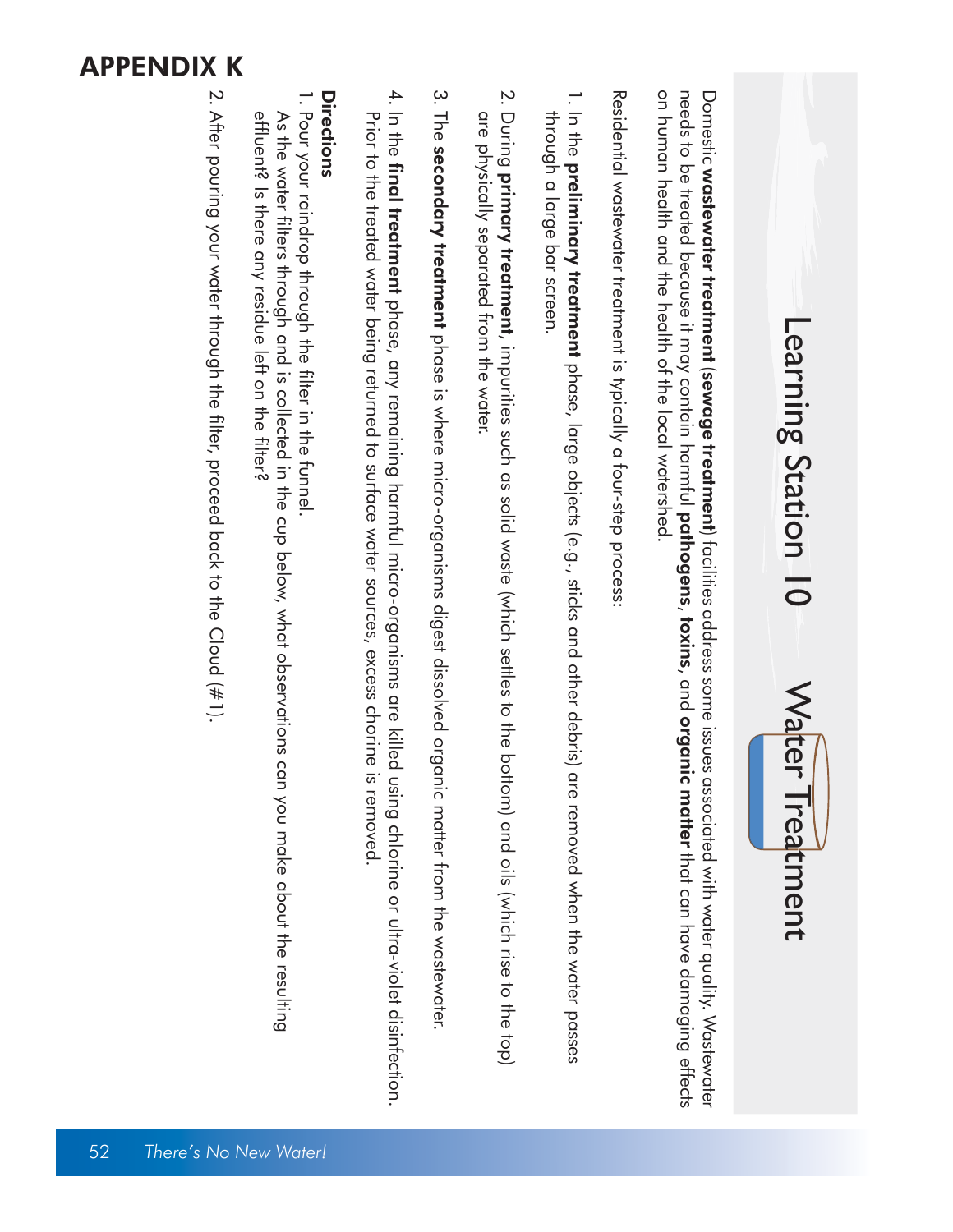# APPENDIX K

## Learning Station 10 Water Treatment

Domestic **wastewater treatment** (**sewage treatment**) facilities address some issues associated with water quality. Wastewater needs to be treated because it may contain harmful **pathogens**, **toxins**, and **organic matter** that can have damaging effects on human health and the health of the local watershed.

Residential wastewater treatment is typically a four-step process:

1. In the **preliminary treatment** phase, large objects (e.g., sticks and other debris) are removed when the water passes through a large bar screen.
2. During **primary treatment**, impurities such as solid waste (which settles to the bottom) and oils (which rise to the top) are physically separated from the water.
3. The **secondary treatment** phase is where micro-organisms digest dissolved organic matter from the wastewater.
4. In the **final treatment** phase, any remaining harmful micro-organisms are killed using chlorine or ultra-violet disinfection. Prior to the treated water being returned to surface water sources, excess chorine is removed.

**Directions**

1. Pour your raindrop through the filter in the funnel.
   As the water filters through and is collected in the cup below, what observations can you make about the resulting effluent? Is there any residue left on the filter?
2. After pouring your water through the filter, proceed back to the Cloud (#1).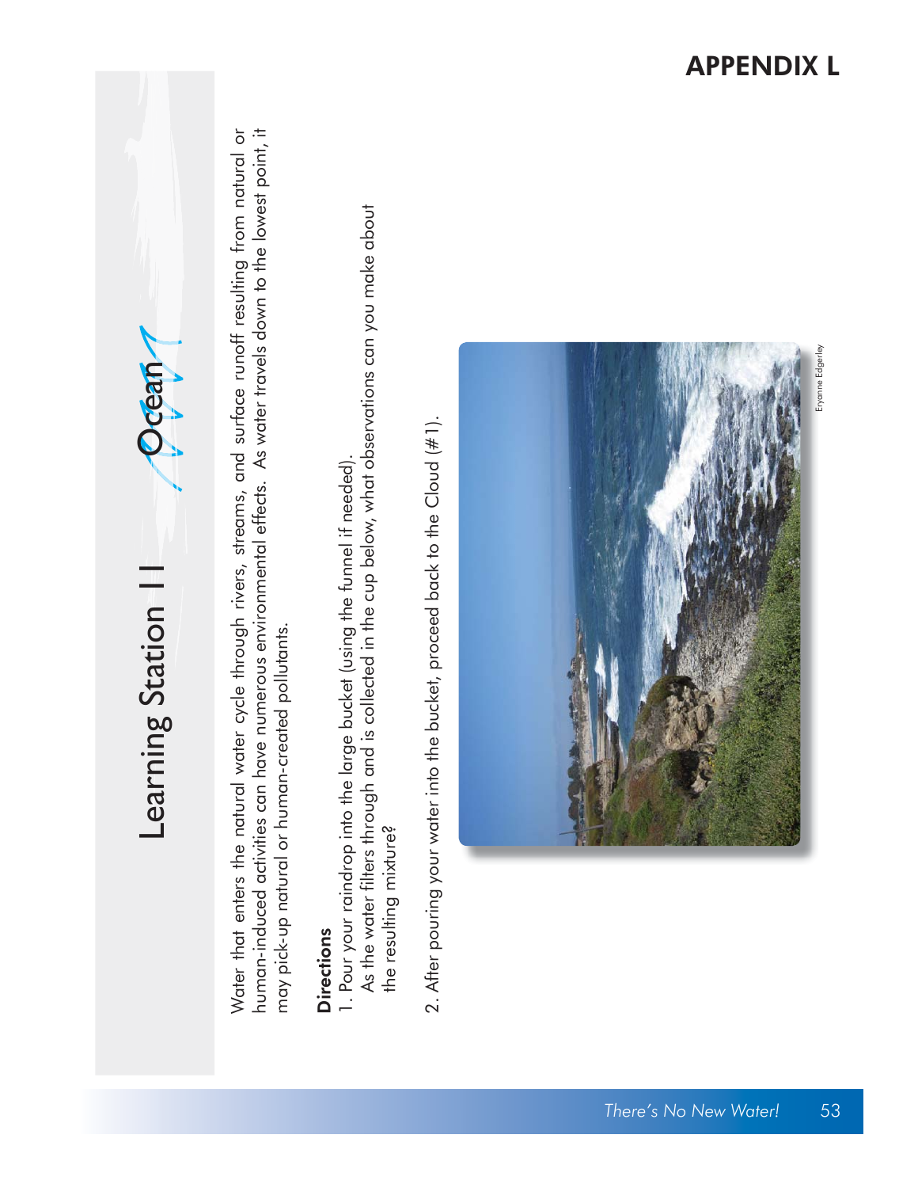# Learning Station 11 Ocean

Water that enters the natural water cycle through rivers, streams, and surface runoff resulting from natural or human-induced activities can have numerous environmental effects. As water travels down to the lowest point, it may pick-up natural or human-created pollutants.

**Directions**

1. Pour your raindrop into the large bucket (using the funnel if needed). As the water filters through and is collected in the cup below, what observations can you make about the resulting mixture?

2. After pouring your water into the bucket, proceed back to the Cloud (#1).

Eryanne Edgerley